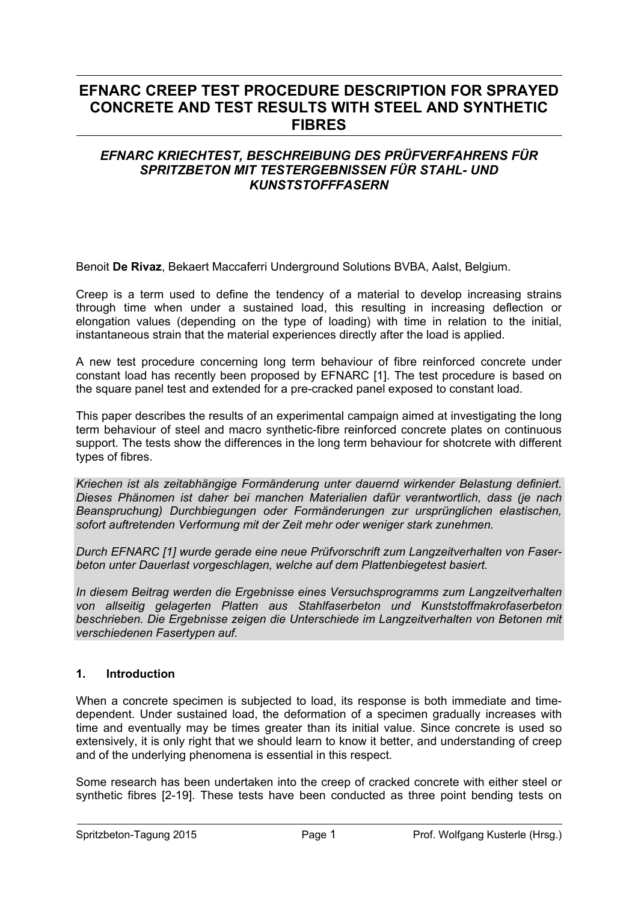# EFNARC CREEP TEST PROCEDURE DESCRIPTION FOR SPRAYED CONCRETE AND TEST RESULTS WITH STEEL AND SYNTHETIC FIBRES

## *EFNARC KRIECHTEST, BESCHREIBUNG DES PRÜFVERFAHRENS FÜR SPRITZBETON MIT TESTERGEBNISSEN FÜR STAHL- UND KUNSTSTOFFFASERN*

Benoit **De Rivaz**, Bekaert Maccaferri Underground Solutions BVBA, Aalst, Belgium.

Creep is a term used to define the tendency of a material to develop increasing strains through time when under a sustained load, this resulting in increasing deflection or elongation values (depending on the type of loading) with time in relation to the initial, instantaneous strain that the material experiences directly after the load is applied.

A new test procedure concerning long term behaviour of fibre reinforced concrete under constant load has recently been proposed by EFNARC [1]. The test procedure is based on the square panel test and extended for a pre-cracked panel exposed to constant load.

This paper describes the results of an experimental campaign aimed at investigating the long term behaviour of steel and macro synthetic-fibre reinforced concrete plates on continuous support. The tests show the differences in the long term behaviour for shotcrete with different types of fibres.

*Kriechen ist als zeitabhängige Formänderung unter dauernd wirkender Belastung definiert. Dieses Phänomen ist daher bei manchen Materialien dafür verantwortlich, dass (je nach Beanspruchung) Durchbiegungen oder Formänderungen zur ursprünglichen elastischen, sofort auftretenden Verformung mit der Zeit mehr oder weniger stark zunehmen.*

*Durch EFNARC [1] wurde gerade eine neue Prüfvorschrift zum Langzeitverhalten von Faserbeton unter Dauerlast vorgeschlagen, welche auf dem Plattenbiegetest basiert.*

*In diesem Beitrag werden die Ergebnisse eines Versuchsprogramms zum Langzeitverhalten von allseitig gelagerten Platten aus Stahlfaserbeton und Kunststoffmakrofaserbeton beschrieben. Die Ergebnisse zeigen die Unterschiede im Langzeitverhalten von Betonen mit verschiedenen Fasertypen auf.*

### 1. Introduction

When a concrete specimen is subjected to load, its response is both immediate and time-dependent. Under sustained load, the deformation of a specimen gradually increases with time and eventually may be times greater than its initial value. Since concrete is used so extensively, it is only right that we should learn to know it better, and understanding of creep and of the underlying phenomena is essential in this respect.

Some research has been undertaken into the creep of cracked concrete with either steel or synthetic fibres [2-19]. These tests have been conducted as three point bending tests on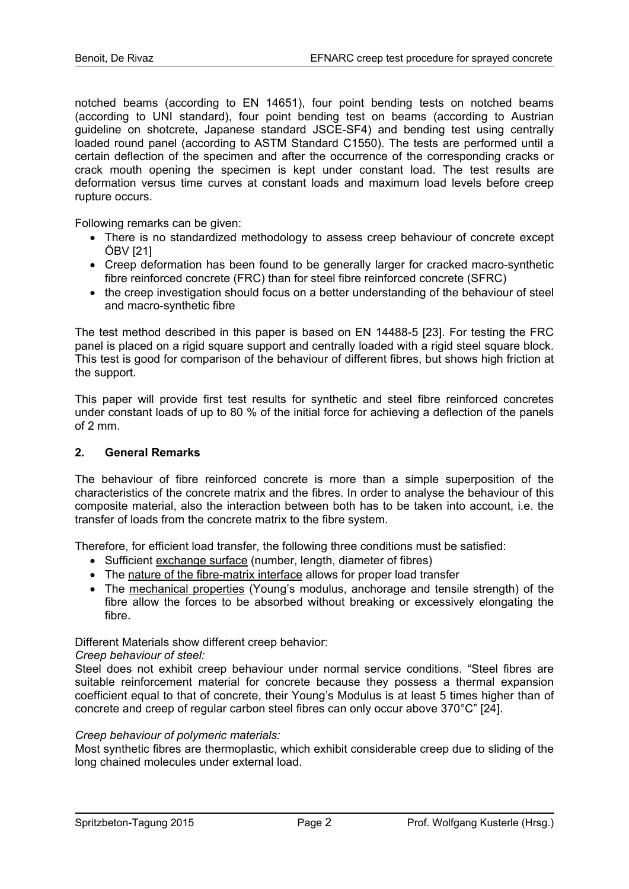notched beams (according to EN 14651), four point bending tests on notched beams (according to UNI standard), four point bending test on beams (according to Austrian guideline on shotcrete, Japanese standard JSCE-SF4) and bending test using centrally loaded round panel (according to ASTM Standard C1550). The tests are performed until a certain deflection of the specimen and after the occurrence of the corresponding cracks or crack mouth opening the specimen is kept under constant load. The test results are deformation versus time curves at constant loads and maximum load levels before creep rupture occurs.

Following remarks can be given:

- There is no standardized methodology to assess creep behaviour of concrete except ÖBV [21]
- Creep deformation has been found to be generally larger for cracked macro-synthetic fibre reinforced concrete (FRC) than for steel fibre reinforced concrete (SFRC)
- the creep investigation should focus on a better understanding of the behaviour of steel and macro-synthetic fibre

The test method described in this paper is based on EN 14488-5 [23]. For testing the FRC panel is placed on a rigid square support and centrally loaded with a rigid steel square block. This test is good for comparison of the behaviour of different fibres, but shows high friction at the support.

This paper will provide first test results for synthetic and steel fibre reinforced concretes under constant loads of up to 80 % of the initial force for achieving a deflection of the panels of 2 mm.

## 2. General Remarks

The behaviour of fibre reinforced concrete is more than a simple superposition of the characteristics of the concrete matrix and the fibres. In order to analyse the behaviour of this composite material, also the interaction between both has to be taken into account, i.e. the transfer of loads from the concrete matrix to the fibre system.

Therefore, for efficient load transfer, the following three conditions must be satisfied:

- Sufficient exchange surface (number, length, diameter of fibres)
- The nature of the fibre-matrix interface allows for proper load transfer
- The mechanical properties (Young's modulus, anchorage and tensile strength) of the fibre allow the forces to be absorbed without breaking or excessively elongating the fibre.

Different Materials show different creep behavior:

*Creep behaviour of steel:*

Steel does not exhibit creep behaviour under normal service conditions. "Steel fibres are suitable reinforcement material for concrete because they possess a thermal expansion coefficient equal to that of concrete, their Young's Modulus is at least 5 times higher than of concrete and creep of regular carbon steel fibres can only occur above 370°C" [24].

*Creep behaviour of polymeric materials:*

Most synthetic fibres are thermoplastic, which exhibit considerable creep due to sliding of the long chained molecules under external load.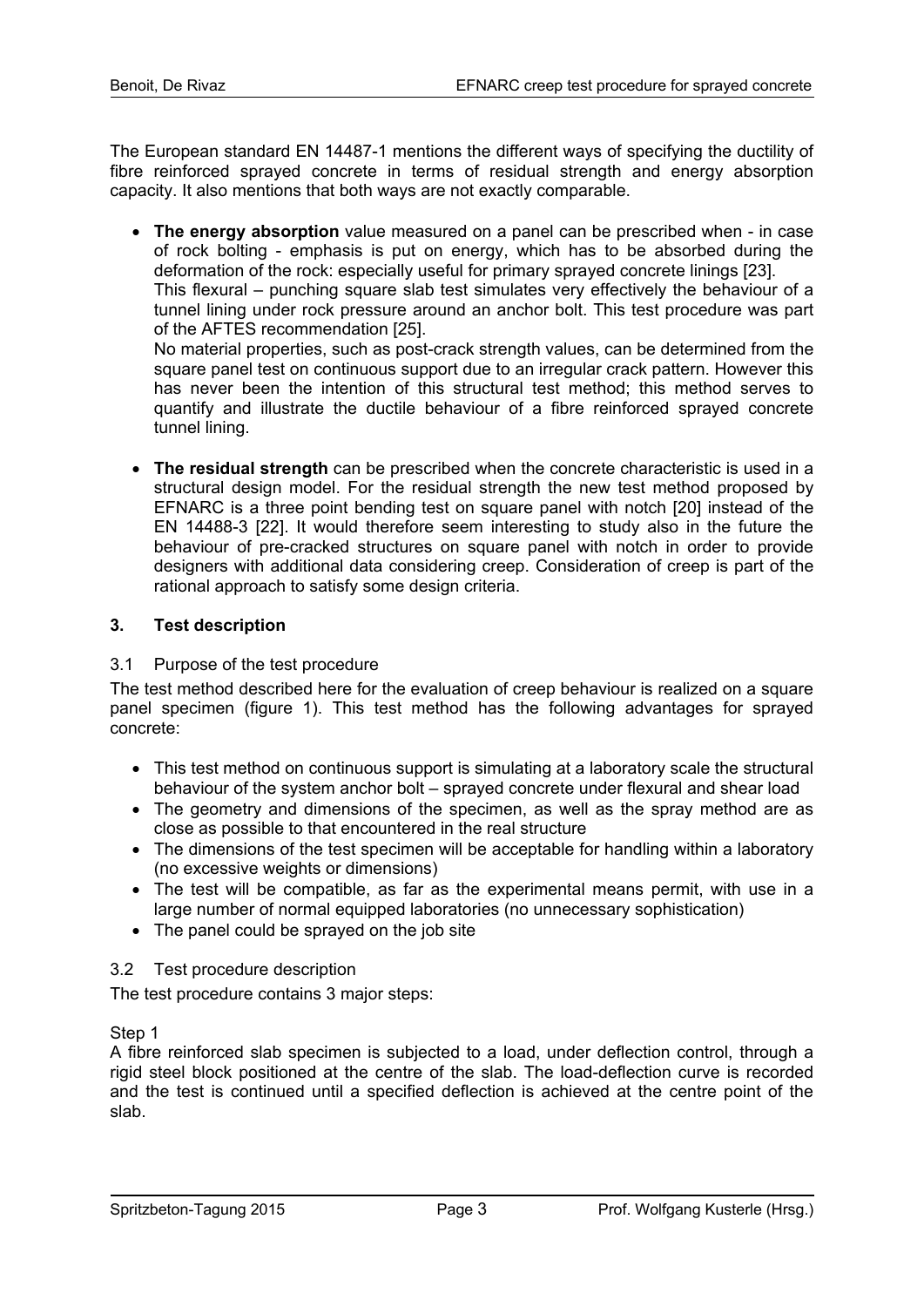The European standard EN 14487-1 mentions the different ways of specifying the ductility of fibre reinforced sprayed concrete in terms of residual strength and energy absorption capacity. It also mentions that both ways are not exactly comparable.

- **The energy absorption** value measured on a panel can be prescribed when - in case of rock bolting - emphasis is put on energy, which has to be absorbed during the deformation of the rock: especially useful for primary sprayed concrete linings [23].
  This flexural – punching square slab test simulates very effectively the behaviour of a tunnel lining under rock pressure around an anchor bolt. This test procedure was part of the AFTES recommendation [25].
  No material properties, such as post-crack strength values, can be determined from the square panel test on continuous support due to an irregular crack pattern. However this has never been the intention of this structural test method; this method serves to quantify and illustrate the ductile behaviour of a fibre reinforced sprayed concrete tunnel lining.

- **The residual strength** can be prescribed when the concrete characteristic is used in a structural design model. For the residual strength the new test method proposed by EFNARC is a three point bending test on square panel with notch [20] instead of the EN 14488-3 [22]. It would therefore seem interesting to study also in the future the behaviour of pre-cracked structures on square panel with notch in order to provide designers with additional data considering creep. Consideration of creep is part of the rational approach to satisfy some design criteria.

## 3. Test description

### 3.1 Purpose of the test procedure

The test method described here for the evaluation of creep behaviour is realized on a square panel specimen (figure 1). This test method has the following advantages for sprayed concrete:

- This test method on continuous support is simulating at a laboratory scale the structural behaviour of the system anchor bolt – sprayed concrete under flexural and shear load
- The geometry and dimensions of the specimen, as well as the spray method are as close as possible to that encountered in the real structure
- The dimensions of the test specimen will be acceptable for handling within a laboratory (no excessive weights or dimensions)
- The test will be compatible, as far as the experimental means permit, with use in a large number of normal equipped laboratories (no unnecessary sophistication)
- The panel could be sprayed on the job site

### 3.2 Test procedure description

The test procedure contains 3 major steps:

Step 1

A fibre reinforced slab specimen is subjected to a load, under deflection control, through a rigid steel block positioned at the centre of the slab. The load-deflection curve is recorded and the test is continued until a specified deflection is achieved at the centre point of the slab.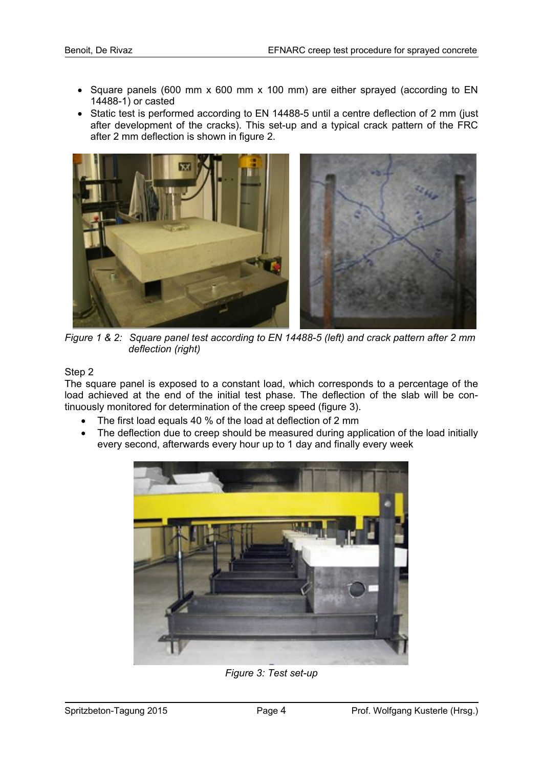- Square panels (600 mm x 600 mm x 100 mm) are either sprayed (according to EN 14488-1) or casted
- Static test is performed according to EN 14488-5 until a centre deflection of 2 mm (just after development of the cracks). This set-up and a typical crack pattern of the FRC after 2 mm deflection is shown in figure 2.

*Figure 1 & 2: Square panel test according to EN 14488-5 (left) and crack pattern after 2 mm deflection (right)*

Step 2

The square panel is exposed to a constant load, which corresponds to a percentage of the load achieved at the end of the initial test phase. The deflection of the slab will be continuously monitored for determination of the creep speed (figure 3).

- The first load equals 40 % of the load at deflection of 2 mm
- The deflection due to creep should be measured during application of the load initially every second, afterwards every hour up to 1 day and finally every week

*Figure 3: Test set-up*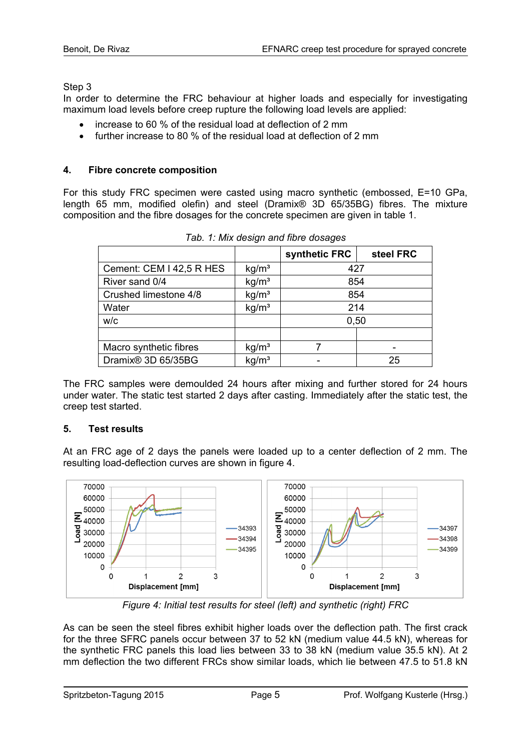Step 3
In order to determine the FRC behaviour at higher loads and especially for investigating maximum load levels before creep rupture the following load levels are applied:

- increase to 60 % of the residual load at deflection of 2 mm
- further increase to 80 % of the residual load at deflection of 2 mm

## 4. Fibre concrete composition

For this study FRC specimen were casted using macro synthetic (embossed, E=10 GPa, length 65 mm, modified olefin) and steel (Dramix® 3D 65/35BG) fibres. The mixture composition and the fibre dosages for the concrete specimen are given in table 1.

*Tab. 1: Mix design and fibre dosages*

| | | synthetic FRC | steel FRC |
|---|---|---|---|
| Cement: CEM I 42,5 R HES | kg/m³ | 427 | |
| River sand 0/4 | kg/m³ | 854 | |
| Crushed limestone 4/8 | kg/m³ | 854 | |
| Water | kg/m³ | 214 | |
| w/c | | 0,50 | |
| | | | |
| Macro synthetic fibres | kg/m³ | 7 | - |
| Dramix® 3D 65/35BG | kg/m³ | - | 25 |

The FRC samples were demoulded 24 hours after mixing and further stored for 24 hours under water. The static test started 2 days after casting. Immediately after the static test, the creep test started.

## 5. Test results

At an FRC age of 2 days the panels were loaded up to a center deflection of 2 mm. The resulting load-deflection curves are shown in figure 4.

*Figure 4: Initial test results for steel (left) and synthetic (right) FRC*

As can be seen the steel fibres exhibit higher loads over the deflection path. The first crack for the three SFRC panels occur between 37 to 52 kN (medium value 44.5 kN), whereas for the synthetic FRC panels this load lies between 33 to 38 kN (medium value 35.5 kN). At 2 mm deflection the two different FRCs show similar loads, which lie between 47.5 to 51.8 kN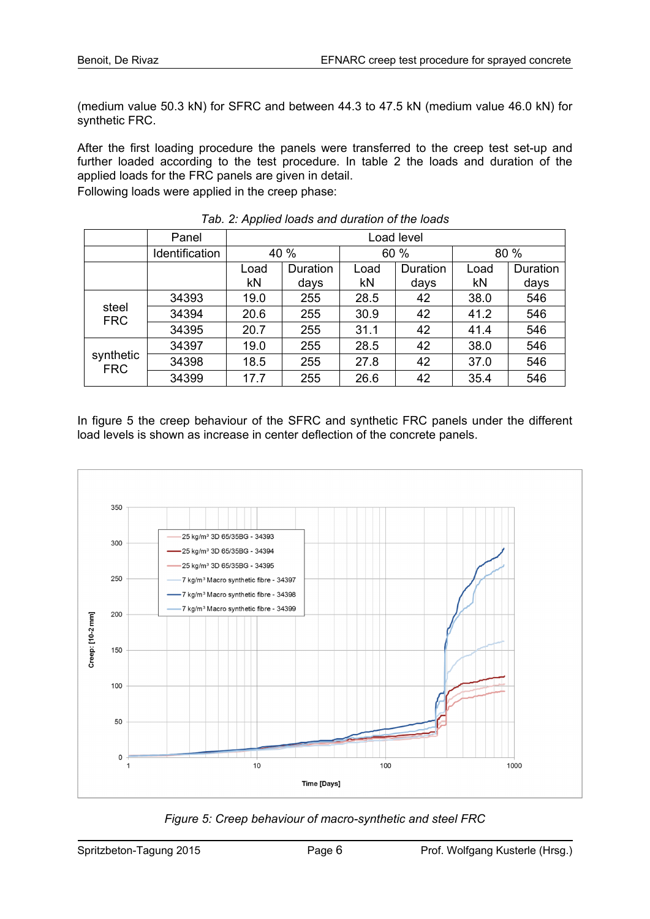(medium value 50.3 kN) for SFRC and between 44.3 to 47.5 kN (medium value 46.0 kN) for synthetic FRC.

After the first loading procedure the panels were transferred to the creep test set-up and further loaded according to the test procedure. In table 2 the loads and duration of the applied loads for the FRC panels are given in detail.

Following loads were applied in the creep phase:

*Tab. 2: Applied loads and duration of the loads*

| | Panel | Load level | | | | | |
|---|---|---|---|---|---|---|---|
| | Identification | 40 % | | 60 % | | 80 % | |
| | | Load kN | Duration days | Load kN | Duration days | Load kN | Duration days |
| steel FRC | 34393 | 19.0 | 255 | 28.5 | 42 | 38.0 | 546 |
| | 34394 | 20.6 | 255 | 30.9 | 42 | 41.2 | 546 |
| | 34395 | 20.7 | 255 | 31.1 | 42 | 41.4 | 546 |
| synthetic FRC | 34397 | 19.0 | 255 | 28.5 | 42 | 38.0 | 546 |
| | 34398 | 18.5 | 255 | 27.8 | 42 | 37.0 | 546 |
| | 34399 | 17.7 | 255 | 26.6 | 42 | 35.4 | 546 |

In figure 5 the creep behaviour of the SFRC and synthetic FRC panels under the different load levels is shown as increase in center deflection of the concrete panels.

*Figure 5: Creep behaviour of macro-synthetic and steel FRC*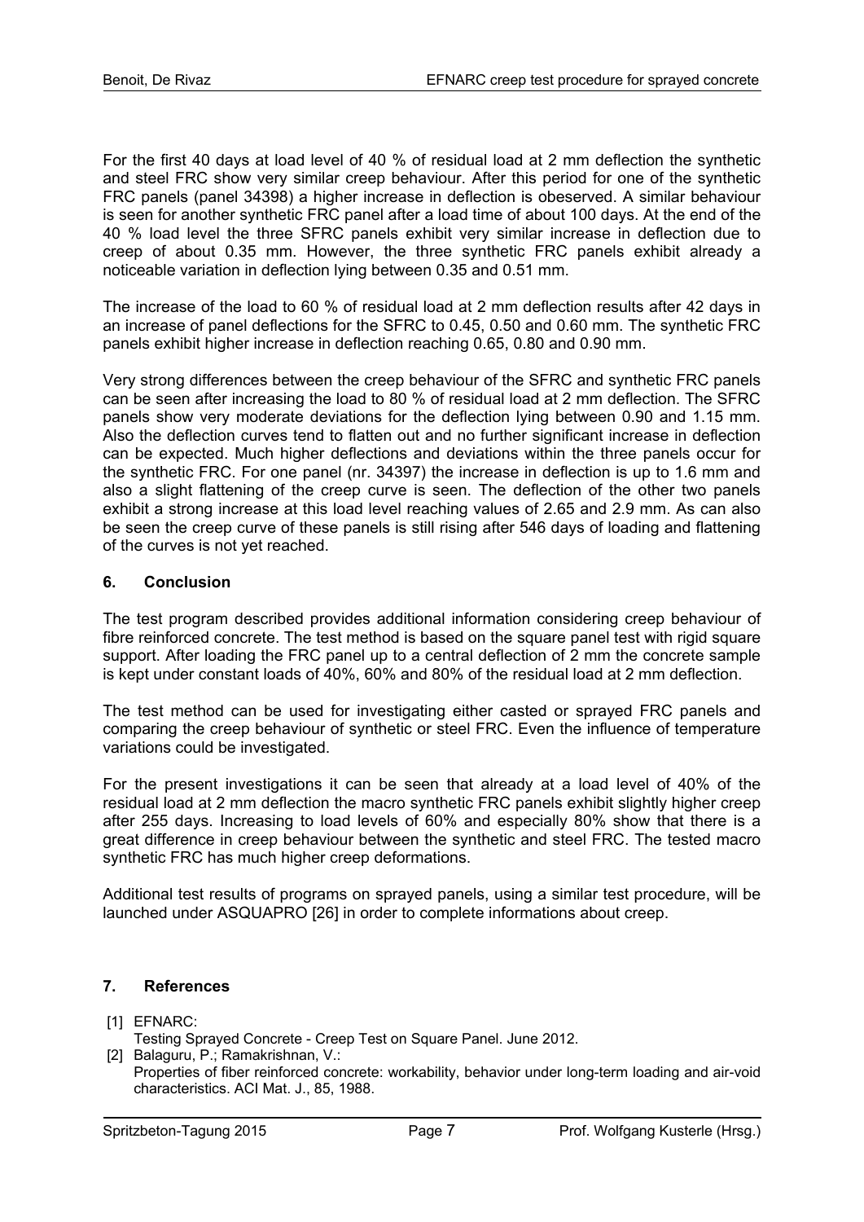For the first 40 days at load level of 40 % of residual load at 2 mm deflection the synthetic and steel FRC show very similar creep behaviour. After this period for one of the synthetic FRC panels (panel 34398) a higher increase in deflection is obeserved. A similar behaviour is seen for another synthetic FRC panel after a load time of about 100 days. At the end of the 40 % load level the three SFRC panels exhibit very similar increase in deflection due to creep of about 0.35 mm. However, the three synthetic FRC panels exhibit already a noticeable variation in deflection lying between 0.35 and 0.51 mm.

The increase of the load to 60 % of residual load at 2 mm deflection results after 42 days in an increase of panel deflections for the SFRC to 0.45, 0.50 and 0.60 mm. The synthetic FRC panels exhibit higher increase in deflection reaching 0.65, 0.80 and 0.90 mm.

Very strong differences between the creep behaviour of the SFRC and synthetic FRC panels can be seen after increasing the load to 80 % of residual load at 2 mm deflection. The SFRC panels show very moderate deviations for the deflection lying between 0.90 and 1.15 mm. Also the deflection curves tend to flatten out and no further significant increase in deflection can be expected. Much higher deflections and deviations within the three panels occur for the synthetic FRC. For one panel (nr. 34397) the increase in deflection is up to 1.6 mm and also a slight flattening of the creep curve is seen. The deflection of the other two panels exhibit a strong increase at this load level reaching values of 2.65 and 2.9 mm. As can also be seen the creep curve of these panels is still rising after 546 days of loading and flattening of the curves is not yet reached.

## 6. Conclusion

The test program described provides additional information considering creep behaviour of fibre reinforced concrete. The test method is based on the square panel test with rigid square support. After loading the FRC panel up to a central deflection of 2 mm the concrete sample is kept under constant loads of 40%, 60% and 80% of the residual load at 2 mm deflection.

The test method can be used for investigating either casted or sprayed FRC panels and comparing the creep behaviour of synthetic or steel FRC. Even the influence of temperature variations could be investigated.

For the present investigations it can be seen that already at a load level of 40% of the residual load at 2 mm deflection the macro synthetic FRC panels exhibit slightly higher creep after 255 days. Increasing to load levels of 60% and especially 80% show that there is a great difference in creep behaviour between the synthetic and steel FRC. The tested macro synthetic FRC has much higher creep deformations.

Additional test results of programs on sprayed panels, using a similar test procedure, will be launched under ASQUAPRO [26] in order to complete informations about creep.

## 7. References

[1] EFNARC:
Testing Sprayed Concrete - Creep Test on Square Panel. June 2012.

[2] Balaguru, P.; Ramakrishnan, V.:
Properties of fiber reinforced concrete: workability, behavior under long-term loading and air-void characteristics. ACI Mat. J., 85, 1988.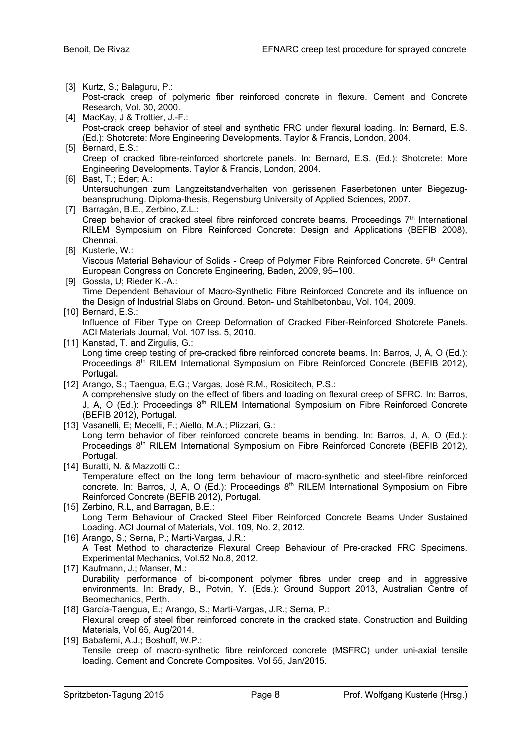[3] Kurtz, S.; Balaguru, P.:
Post-crack creep of polymeric fiber reinforced concrete in flexure. Cement and Concrete Research, Vol. 30, 2000.

[4] MacKay, J & Trottier, J.-F.:
Post-crack creep behavior of steel and synthetic FRC under flexural loading. In: Bernard, E.S. (Ed.): Shotcrete: More Engineering Developments. Taylor & Francis, London, 2004.

[5] Bernard, E.S.:
Creep of cracked fibre-reinforced shortcrete panels. In: Bernard, E.S. (Ed.): Shotcrete: More Engineering Developments. Taylor & Francis, London, 2004.

[6] Bast, T.; Eder; A.:
Untersuchungen zum Langzeitstandverhalten von gerissenen Faserbetonen unter Biegezugbeanspruchung. Diploma-thesis, Regensburg University of Applied Sciences, 2007.

[7] Barragán, B.E., Zerbino, Z.L.:
Creep behavior of cracked steel fibre reinforced concrete beams. Proceedings 7th International RILEM Symposium on Fibre Reinforced Concrete: Design and Applications (BEFIB 2008), Chennai.

[8] Kusterle, W.:
Viscous Material Behaviour of Solids - Creep of Polymer Fibre Reinforced Concrete. 5th Central European Congress on Concrete Engineering, Baden, 2009, 95–100.

[9] Gossla, U; Rieder K.-A.:
Time Dependent Behaviour of Macro-Synthetic Fibre Reinforced Concrete and its influence on the Design of Industrial Slabs on Ground. Beton- und Stahlbetonbau, Vol. 104, 2009.

[10] Bernard, E.S.:
Influence of Fiber Type on Creep Deformation of Cracked Fiber-Reinforced Shotcrete Panels. ACI Materials Journal, Vol. 107 Iss. 5, 2010.

[11] Kanstad, T. and Zirgulis, G.:
Long time creep testing of pre-cracked fibre reinforced concrete beams. In: Barros, J, A, O (Ed.): Proceedings 8th RILEM International Symposium on Fibre Reinforced Concrete (BEFIB 2012), Portugal.

[12] Arango, S.; Taengua, E.G.; Vargas, José R.M., Rosicitech, P.S.:
A comprehensive study on the effect of fibers and loading on flexural creep of SFRC. In: Barros, J, A, O (Ed.): Proceedings 8th RILEM International Symposium on Fibre Reinforced Concrete (BEFIB 2012), Portugal.

[13] Vasanelli, E; Mecelli, F.; Aiello, M.A.; Plizzari, G.:
Long term behavior of fiber reinforced concrete beams in bending. In: Barros, J, A, O (Ed.): Proceedings 8th RILEM International Symposium on Fibre Reinforced Concrete (BEFIB 2012), Portugal.

[14] Buratti, N. & Mazzotti C.:
Temperature effect on the long term behaviour of macro-synthetic and steel-fibre reinforced concrete. In: Barros, J, A, O (Ed.): Proceedings 8th RILEM International Symposium on Fibre Reinforced Concrete (BEFIB 2012), Portugal.

[15] Zerbino, R.L, and Barragan, B.E.:
Long Term Behaviour of Cracked Steel Fiber Reinforced Concrete Beams Under Sustained Loading. ACI Journal of Materials, Vol. 109, No. 2, 2012.

[16] Arango, S.; Serna, P.; Marti-Vargas, J.R.:
A Test Method to characterize Flexural Creep Behaviour of Pre-cracked FRC Specimens. Experimental Mechanics, Vol.52 No.8, 2012.

[17] Kaufmann, J.; Manser, M.:
Durability performance of bi-component polymer fibres under creep and in aggressive environments. In: Brady, B., Potvin, Y. (Eds.): Ground Support 2013, Australian Centre of Beomechanics, Perth.

[18] García-Taengua, E.; Arango, S.; Martí-Vargas, J.R.; Serna, P.:
Flexural creep of steel fiber reinforced concrete in the cracked state. Construction and Building Materials, Vol 65, Aug/2014.

[19] Babafemi, A.J.; Boshoff, W.P.:
Tensile creep of macro-synthetic fibre reinforced concrete (MSFRC) under uni-axial tensile loading. Cement and Concrete Composites. Vol 55, Jan/2015.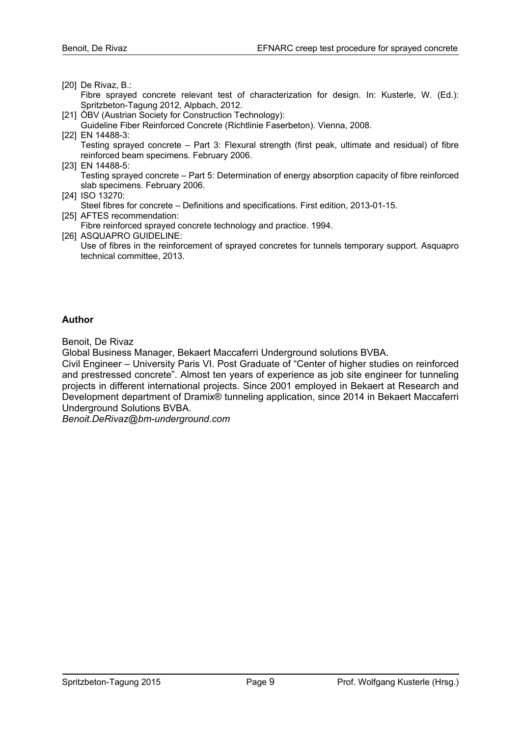[20] De Rivaz, B.:
Fibre sprayed concrete relevant test of characterization for design. In: Kusterle, W. (Ed.): Spritzbeton-Tagung 2012, Alpbach, 2012.

[21] ÖBV (Austrian Society for Construction Technology):
Guideline Fiber Reinforced Concrete (Richtlinie Faserbeton). Vienna, 2008.

[22] EN 14488-3:
Testing sprayed concrete – Part 3: Flexural strength (first peak, ultimate and residual) of fibre reinforced beam specimens. February 2006.

[23] EN 14488-5:
Testing sprayed concrete – Part 5: Determination of energy absorption capacity of fibre reinforced slab specimens. February 2006.

[24] ISO 13270:
Steel fibres for concrete – Definitions and specifications. First edition, 2013-01-15.

[25] AFTES recommendation:
Fibre reinforced sprayed concrete technology and practice. 1994.

[26] ASQUAPRO GUIDELINE:
Use of fibres in the reinforcement of sprayed concretes for tunnels temporary support. Asquapro technical committee, 2013.

## Author

Benoit, De Rivaz

Global Business Manager, Bekaert Maccaferri Underground solutions BVBA.

Civil Engineer – University Paris VI. Post Graduate of "Center of higher studies on reinforced and prestressed concrete". Almost ten years of experience as job site engineer for tunneling projects in different international projects. Since 2001 employed in Bekaert at Research and Development department of Dramix® tunneling application, since 2014 in Bekaert Maccaferri Underground Solutions BVBA.

*Benoit.DeRivaz@bm-underground.com*